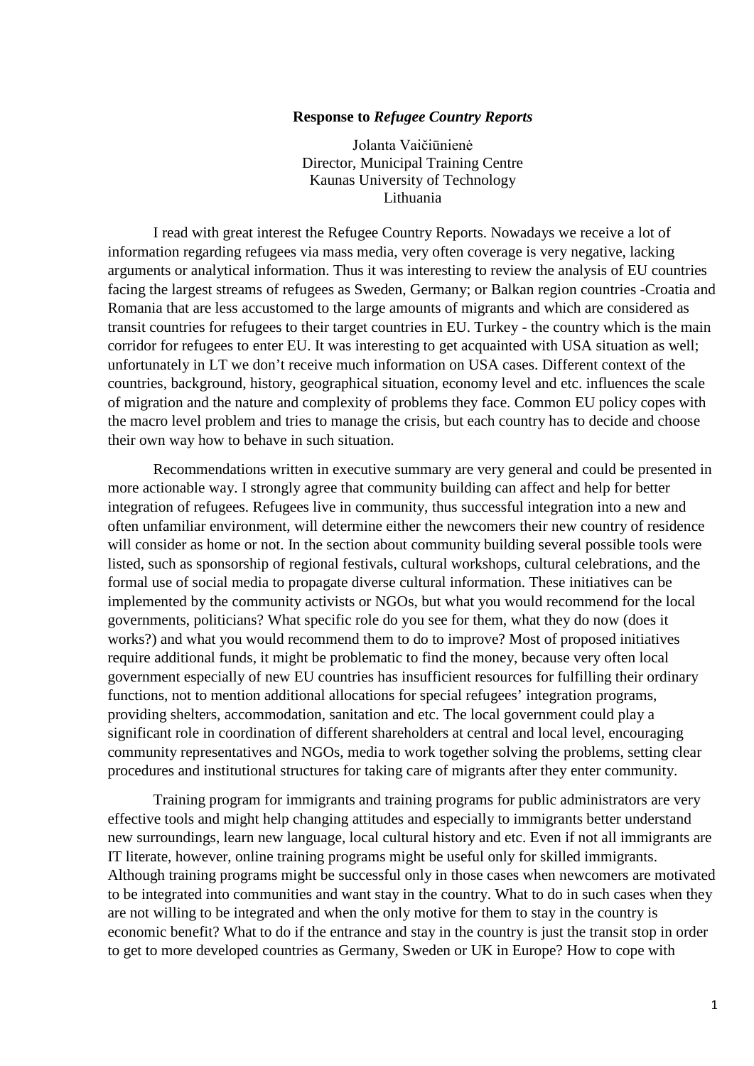**Response to *Refugee Country Reports***

Jolanta Vaičiūnienė
Director, Municipal Training Centre
Kaunas University of Technology
Lithuania

I read with great interest the Refugee Country Reports. Nowadays we receive a lot of information regarding refugees via mass media, very often coverage is very negative, lacking arguments or analytical information. Thus it was interesting to review the analysis of EU countries facing the largest streams of refugees as Sweden, Germany; or Balkan region countries -Croatia and Romania that are less accustomed to the large amounts of migrants and which are considered as transit countries for refugees to their target countries in EU. Turkey - the country which is the main corridor for refugees to enter EU. It was interesting to get acquainted with USA situation as well; unfortunately in LT we don't receive much information on USA cases. Different context of the countries, background, history, geographical situation, economy level and etc. influences the scale of migration and the nature and complexity of problems they face. Common EU policy copes with the macro level problem and tries to manage the crisis, but each country has to decide and choose their own way how to behave in such situation.

Recommendations written in executive summary are very general and could be presented in more actionable way. I strongly agree that community building can affect and help for better integration of refugees. Refugees live in community, thus successful integration into a new and often unfamiliar environment, will determine either the newcomers their new country of residence will consider as home or not. In the section about community building several possible tools were listed, such as sponsorship of regional festivals, cultural workshops, cultural celebrations, and the formal use of social media to propagate diverse cultural information. These initiatives can be implemented by the community activists or NGOs, but what you would recommend for the local governments, politicians? What specific role do you see for them, what they do now (does it works?) and what you would recommend them to do to improve? Most of proposed initiatives require additional funds, it might be problematic to find the money, because very often local government especially of new EU countries has insufficient resources for fulfilling their ordinary functions, not to mention additional allocations for special refugees' integration programs, providing shelters, accommodation, sanitation and etc. The local government could play a significant role in coordination of different shareholders at central and local level, encouraging community representatives and NGOs, media to work together solving the problems, setting clear procedures and institutional structures for taking care of migrants after they enter community.

Training program for immigrants and training programs for public administrators are very effective tools and might help changing attitudes and especially to immigrants better understand new surroundings, learn new language, local cultural history and etc. Even if not all immigrants are IT literate, however, online training programs might be useful only for skilled immigrants. Although training programs might be successful only in those cases when newcomers are motivated to be integrated into communities and want stay in the country. What to do in such cases when they are not willing to be integrated and when the only motive for them to stay in the country is economic benefit? What to do if the entrance and stay in the country is just the transit stop in order to get to more developed countries as Germany, Sweden or UK in Europe? How to cope with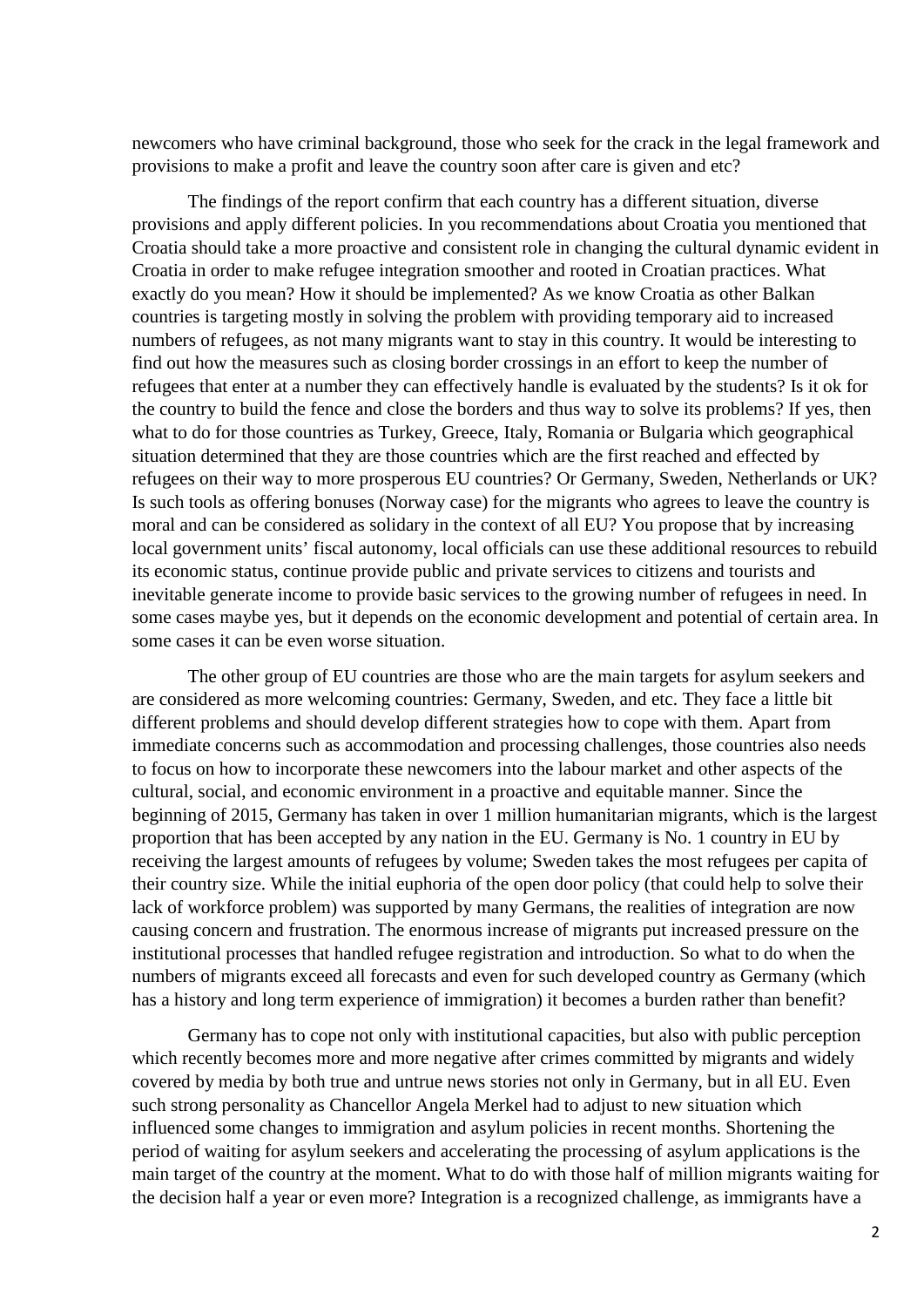newcomers who have criminal background, those who seek for the crack in the legal framework and provisions to make a profit and leave the country soon after care is given and etc?

The findings of the report confirm that each country has a different situation, diverse provisions and apply different policies. In you recommendations about Croatia you mentioned that Croatia should take a more proactive and consistent role in changing the cultural dynamic evident in Croatia in order to make refugee integration smoother and rooted in Croatian practices. What exactly do you mean? How it should be implemented? As we know Croatia as other Balkan countries is targeting mostly in solving the problem with providing temporary aid to increased numbers of refugees, as not many migrants want to stay in this country. It would be interesting to find out how the measures such as closing border crossings in an effort to keep the number of refugees that enter at a number they can effectively handle is evaluated by the students? Is it ok for the country to build the fence and close the borders and thus way to solve its problems? If yes, then what to do for those countries as Turkey, Greece, Italy, Romania or Bulgaria which geographical situation determined that they are those countries which are the first reached and effected by refugees on their way to more prosperous EU countries? Or Germany, Sweden, Netherlands or UK? Is such tools as offering bonuses (Norway case) for the migrants who agrees to leave the country is moral and can be considered as solidary in the context of all EU? You propose that by increasing local government units' fiscal autonomy, local officials can use these additional resources to rebuild its economic status, continue provide public and private services to citizens and tourists and inevitable generate income to provide basic services to the growing number of refugees in need. In some cases maybe yes, but it depends on the economic development and potential of certain area. In some cases it can be even worse situation.

The other group of EU countries are those who are the main targets for asylum seekers and are considered as more welcoming countries: Germany, Sweden, and etc. They face a little bit different problems and should develop different strategies how to cope with them. Apart from immediate concerns such as accommodation and processing challenges, those countries also needs to focus on how to incorporate these newcomers into the labour market and other aspects of the cultural, social, and economic environment in a proactive and equitable manner. Since the beginning of 2015, Germany has taken in over 1 million humanitarian migrants, which is the largest proportion that has been accepted by any nation in the EU. Germany is No. 1 country in EU by receiving the largest amounts of refugees by volume; Sweden takes the most refugees per capita of their country size. While the initial euphoria of the open door policy (that could help to solve their lack of workforce problem) was supported by many Germans, the realities of integration are now causing concern and frustration. The enormous increase of migrants put increased pressure on the institutional processes that handled refugee registration and introduction. So what to do when the numbers of migrants exceed all forecasts and even for such developed country as Germany (which has a history and long term experience of immigration) it becomes a burden rather than benefit?

Germany has to cope not only with institutional capacities, but also with public perception which recently becomes more and more negative after crimes committed by migrants and widely covered by media by both true and untrue news stories not only in Germany, but in all EU. Even such strong personality as Chancellor Angela Merkel had to adjust to new situation which influenced some changes to immigration and asylum policies in recent months. Shortening the period of waiting for asylum seekers and accelerating the processing of asylum applications is the main target of the country at the moment. What to do with those half of million migrants waiting for the decision half a year or even more? Integration is a recognized challenge, as immigrants have a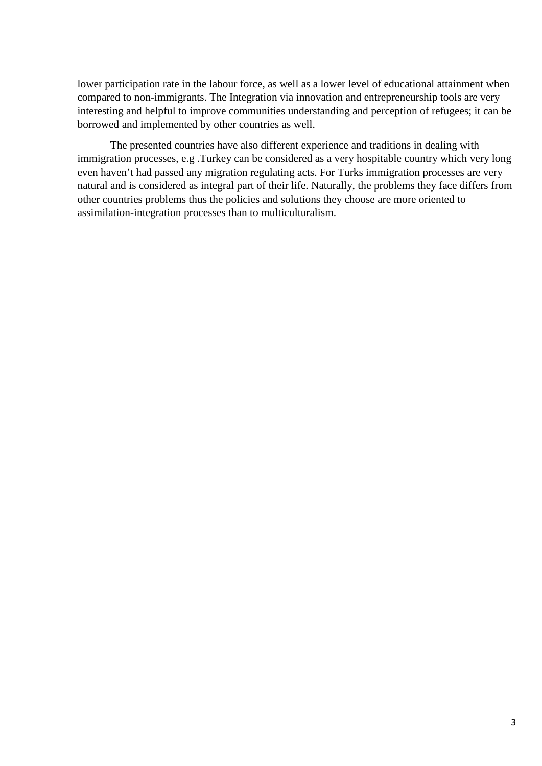lower participation rate in the labour force, as well as a lower level of educational attainment when compared to non-immigrants. The Integration via innovation and entrepreneurship tools are very interesting and helpful to improve communities understanding and perception of refugees; it can be borrowed and implemented by other countries as well.

The presented countries have also different experience and traditions in dealing with immigration processes, e.g .Turkey can be considered as a very hospitable country which very long even haven't had passed any migration regulating acts. For Turks immigration processes are very natural and is considered as integral part of their life. Naturally, the problems they face differs from other countries problems thus the policies and solutions they choose are more oriented to assimilation-integration processes than to multiculturalism.